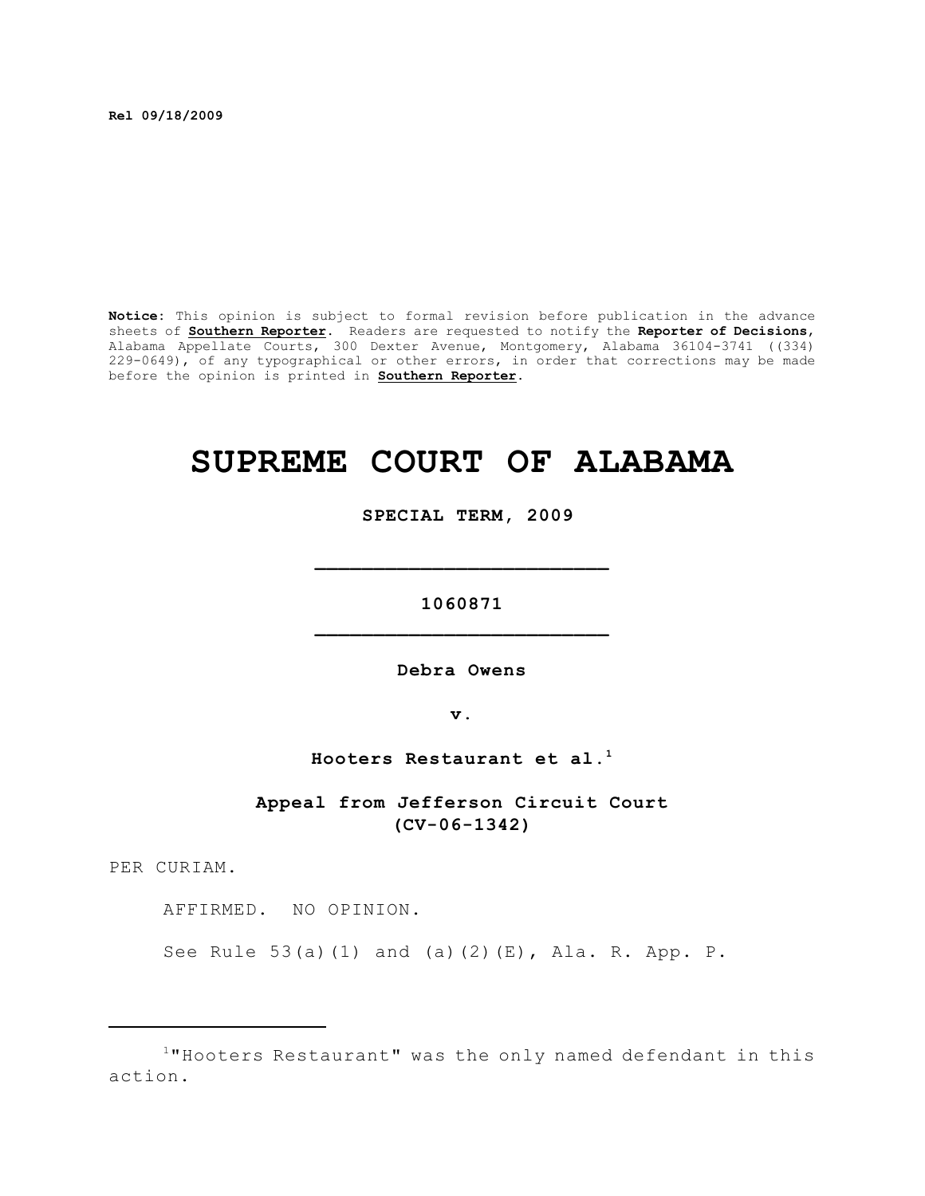**Rel 09/18/2009**

**Notice**: This opinion is subject to formal revision before publication in the advance sheets of **Southern Reporter**. Readers are requested to notify the **Reporter of Decisions**, Alabama Appellate Courts, 300 Dexter Avenue, Montgomery, Alabama 36104-3741 ((334) 229-0649), of any typographical or other errors, in order that corrections may be made before the opinion is printed in **Southern Reporter**.

# SUPREME COURT OF ALABAMA

**SPECIAL TERM, 2009**

---

**1060871**

---

**Debra Owens**

**v.**

**Hooters Restaurant et al.**[1]

**Appeal from Jefferson Circuit Court (CV-06-1342)**

PER CURIAM.

AFFIRMED. NO OPINION.

See Rule 53(a)(1) and (a)(2)(E), Ala. R. App. P.

---

[1]"Hooters Restaurant" was the only named defendant in this action.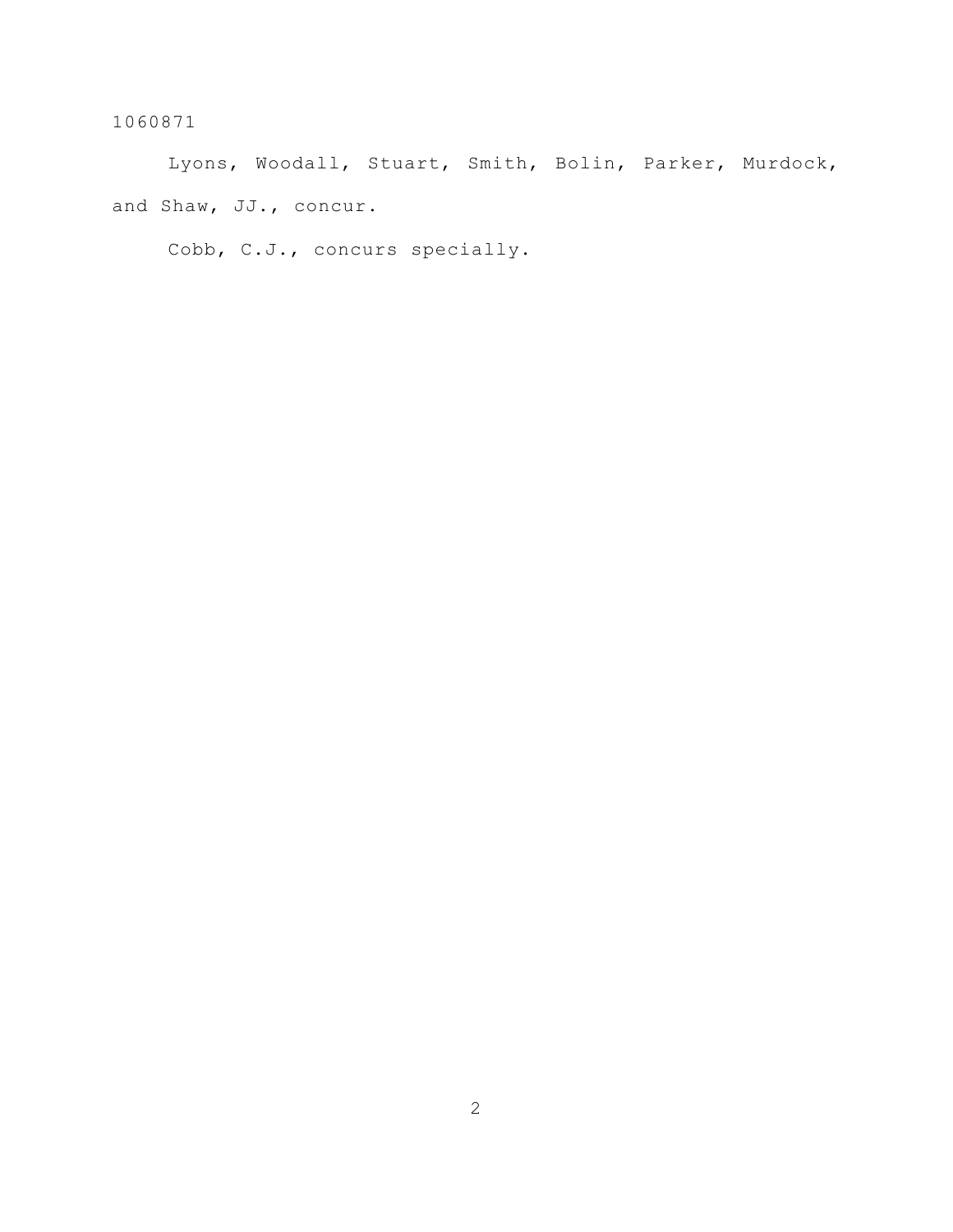Lyons, Woodall, Stuart, Smith, Bolin, Parker, Murdock, and Shaw, JJ., concur.

Cobb, C.J., concurs specially.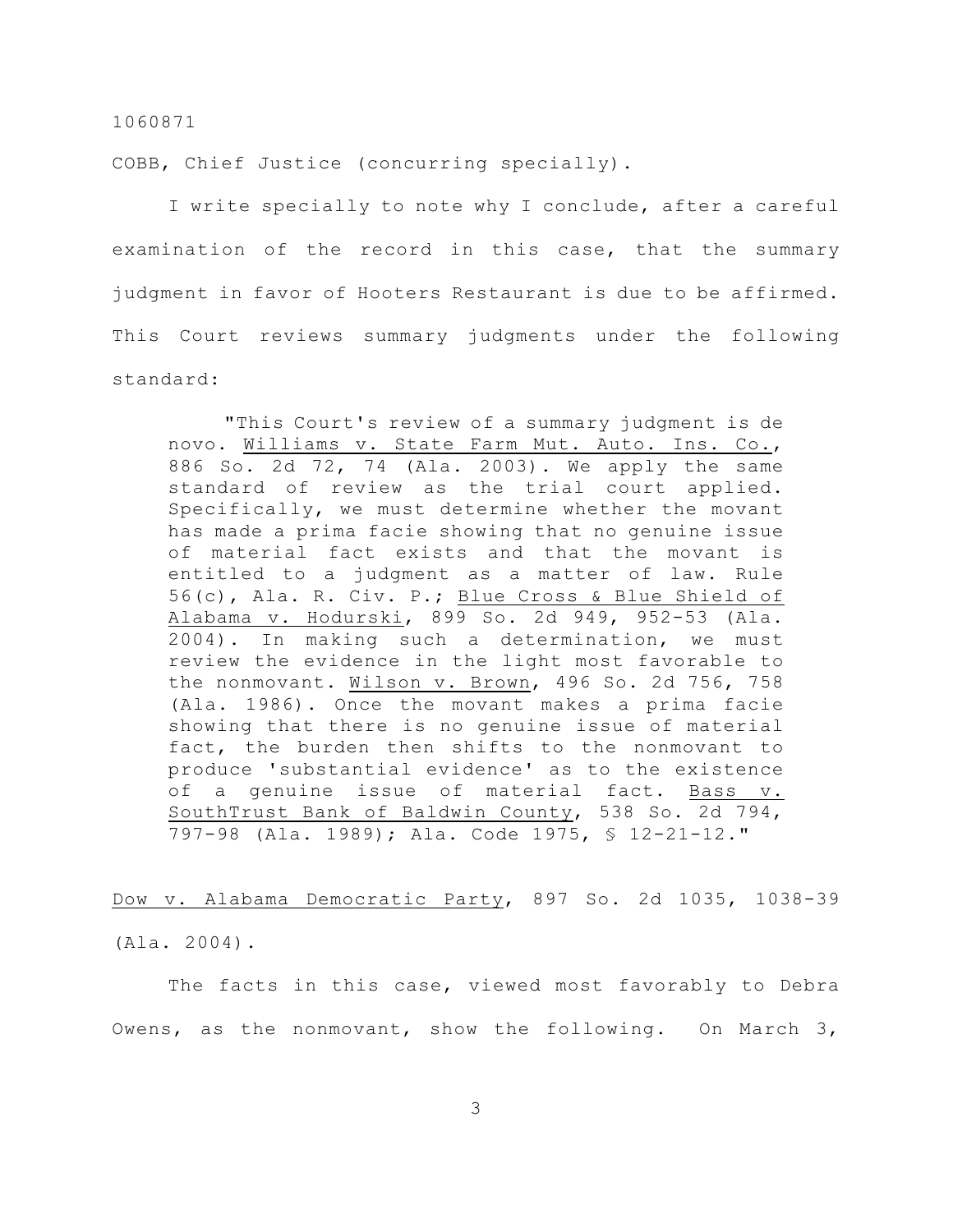1060871

COBB, Chief Justice (concurring specially).

I write specially to note why I conclude, after a careful examination of the record in this case, that the summary judgment in favor of Hooters Restaurant is due to be affirmed. This Court reviews summary judgments under the following standard:

> "This Court's review of a summary judgment is de novo. Williams v. State Farm Mut. Auto. Ins. Co., 886 So. 2d 72, 74 (Ala. 2003). We apply the same standard of review as the trial court applied. Specifically, we must determine whether the movant has made a prima facie showing that no genuine issue of material fact exists and that the movant is entitled to a judgment as a matter of law. Rule 56(c), Ala. R. Civ. P.; Blue Cross & Blue Shield of Alabama v. Hodurski, 899 So. 2d 949, 952-53 (Ala. 2004). In making such a determination, we must review the evidence in the light most favorable to the nonmovant. Wilson v. Brown, 496 So. 2d 756, 758 (Ala. 1986). Once the movant makes a prima facie showing that there is no genuine issue of material fact, the burden then shifts to the nonmovant to produce 'substantial evidence' as to the existence of a genuine issue of material fact. Bass v. SouthTrust Bank of Baldwin County, 538 So. 2d 794, 797-98 (Ala. 1989); Ala. Code 1975, § 12-21-12."

Dow v. Alabama Democratic Party, 897 So. 2d 1035, 1038-39 (Ala. 2004).

The facts in this case, viewed most favorably to Debra Owens, as the nonmovant, show the following. On March 3,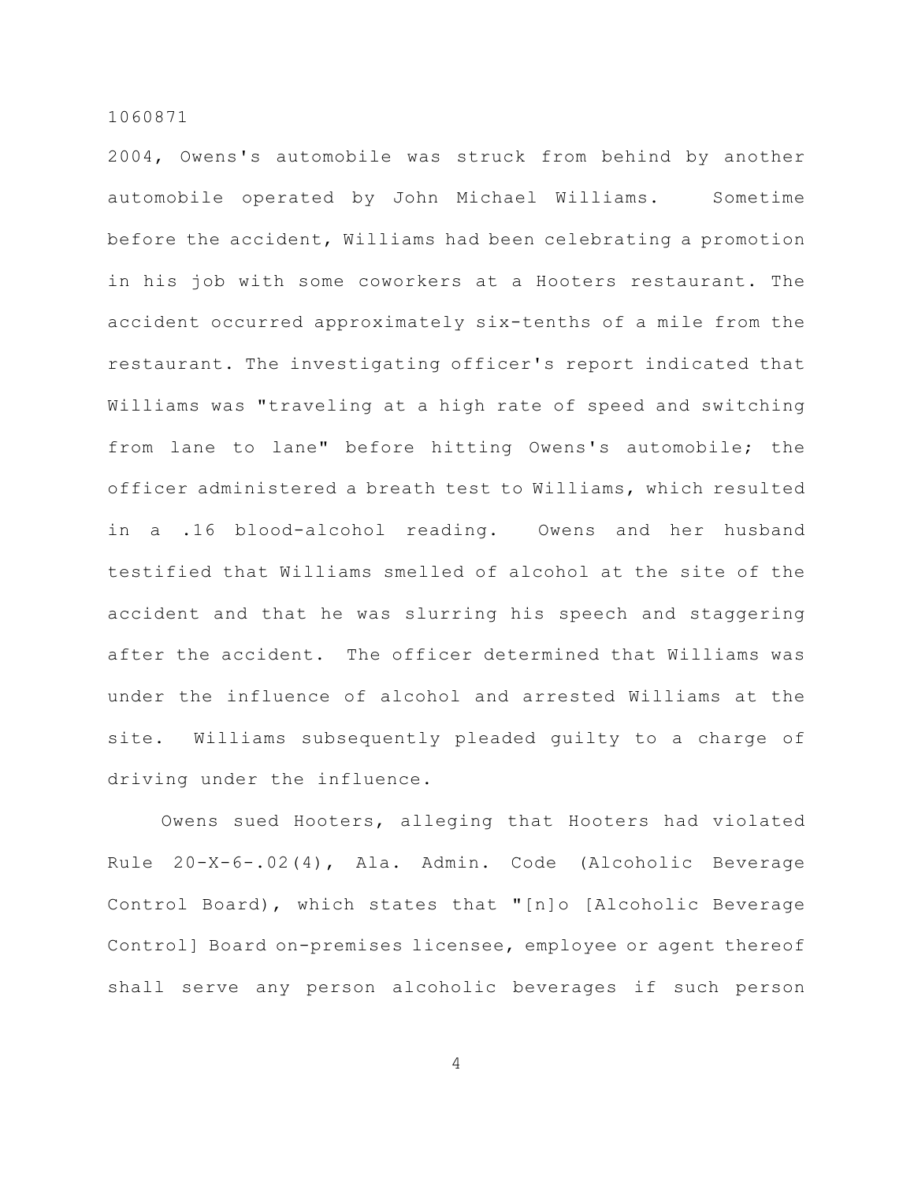2004, Owens's automobile was struck from behind by another automobile operated by John Michael Williams. Sometime before the accident, Williams had been celebrating a promotion in his job with some coworkers at a Hooters restaurant. The accident occurred approximately six-tenths of a mile from the restaurant. The investigating officer's report indicated that Williams was "traveling at a high rate of speed and switching from lane to lane" before hitting Owens's automobile; the officer administered a breath test to Williams, which resulted in a .16 blood-alcohol reading. Owens and her husband testified that Williams smelled of alcohol at the site of the accident and that he was slurring his speech and staggering after the accident. The officer determined that Williams was under the influence of alcohol and arrested Williams at the site. Williams subsequently pleaded guilty to a charge of driving under the influence.

Owens sued Hooters, alleging that Hooters had violated Rule 20-X-6-.02(4), Ala. Admin. Code (Alcoholic Beverage Control Board), which states that "[n]o [Alcoholic Beverage Control] Board on-premises licensee, employee or agent thereof shall serve any person alcoholic beverages if such person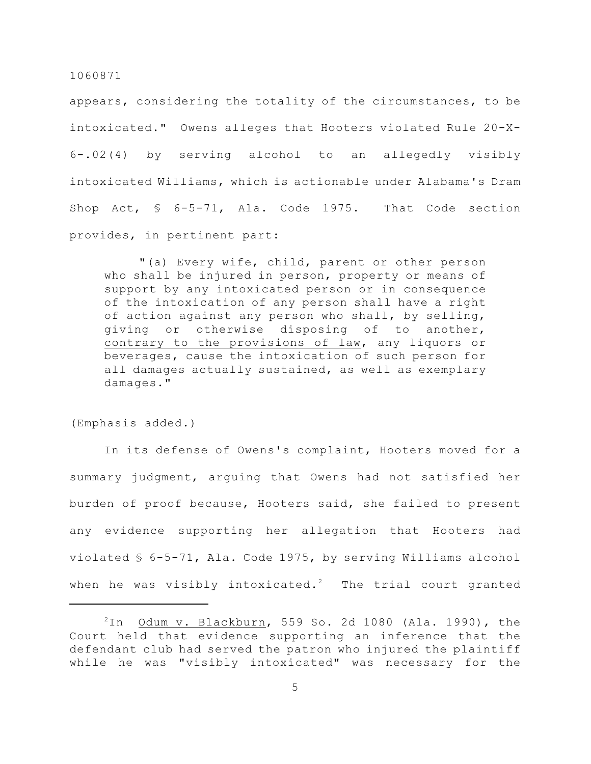appears, considering the totality of the circumstances, to be intoxicated." Owens alleges that Hooters violated Rule 20-X-6-.02(4) by serving alcohol to an allegedly visibly intoxicated Williams, which is actionable under Alabama's Dram Shop Act, § 6-5-71, Ala. Code 1975. That Code section provides, in pertinent part:

> "(a) Every wife, child, parent or other person who shall be injured in person, property or means of support by any intoxicated person or in consequence of the intoxication of any person shall have a right of action against any person who shall, by selling, giving or otherwise disposing of to another, <u>contrary to the provisions of law</u>, any liquors or beverages, cause the intoxication of such person for all damages actually sustained, as well as exemplary damages."

(Emphasis added.)

In its defense of Owens's complaint, Hooters moved for a summary judgment, arguing that Owens had not satisfied her burden of proof because, Hooters said, she failed to present any evidence supporting her allegation that Hooters had violated § 6-5-71, Ala. Code 1975, by serving Williams alcohol when he was visibly intoxicated.[2] The trial court granted

---

[2]In <u>Odum v. Blackburn</u>, 559 So. 2d 1080 (Ala. 1990), the Court held that evidence supporting an inference that the defendant club had served the patron who injured the plaintiff while he was "visibly intoxicated" was necessary for the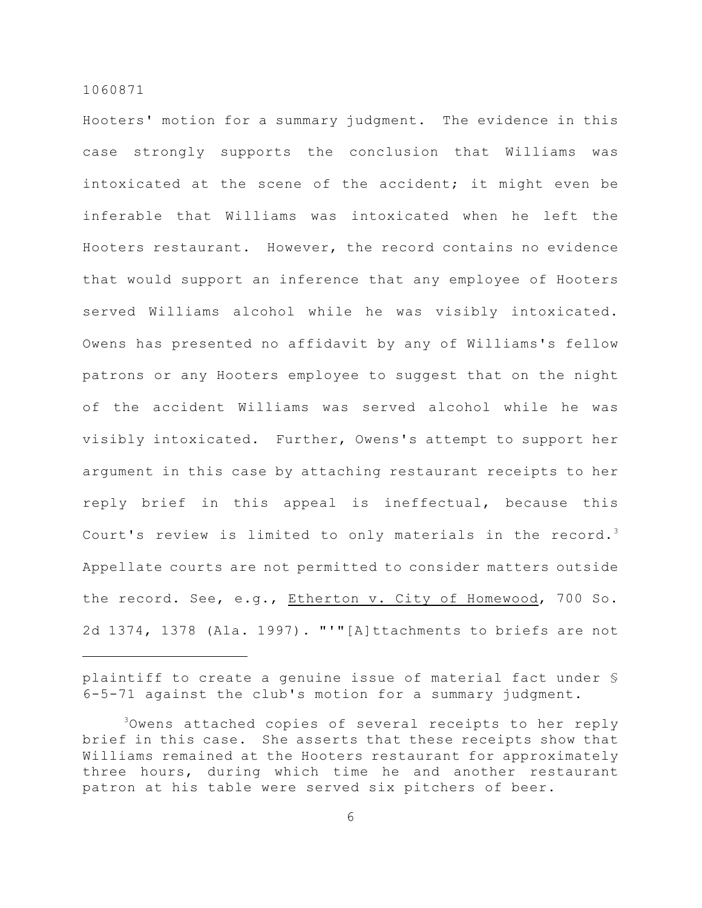Hooters' motion for a summary judgment. The evidence in this case strongly supports the conclusion that Williams was intoxicated at the scene of the accident; it might even be inferable that Williams was intoxicated when he left the Hooters restaurant. However, the record contains no evidence that would support an inference that any employee of Hooters served Williams alcohol while he was visibly intoxicated. Owens has presented no affidavit by any of Williams's fellow patrons or any Hooters employee to suggest that on the night of the accident Williams was served alcohol while he was visibly intoxicated. Further, Owens's attempt to support her argument in this case by attaching restaurant receipts to her reply brief in this appeal is ineffectual, because this Court's review is limited to only materials in the record.[3] Appellate courts are not permitted to consider matters outside the record. See, e.g., Etherton v. City of Homewood, 700 So. 2d 1374, 1378 (Ala. 1997). "'"[A]ttachments to briefs are not

---

plaintiff to create a genuine issue of material fact under § 6-5-71 against the club's motion for a summary judgment.

[3]Owens attached copies of several receipts to her reply brief in this case. She asserts that these receipts show that Williams remained at the Hooters restaurant for approximately three hours, during which time he and another restaurant patron at his table were served six pitchers of beer.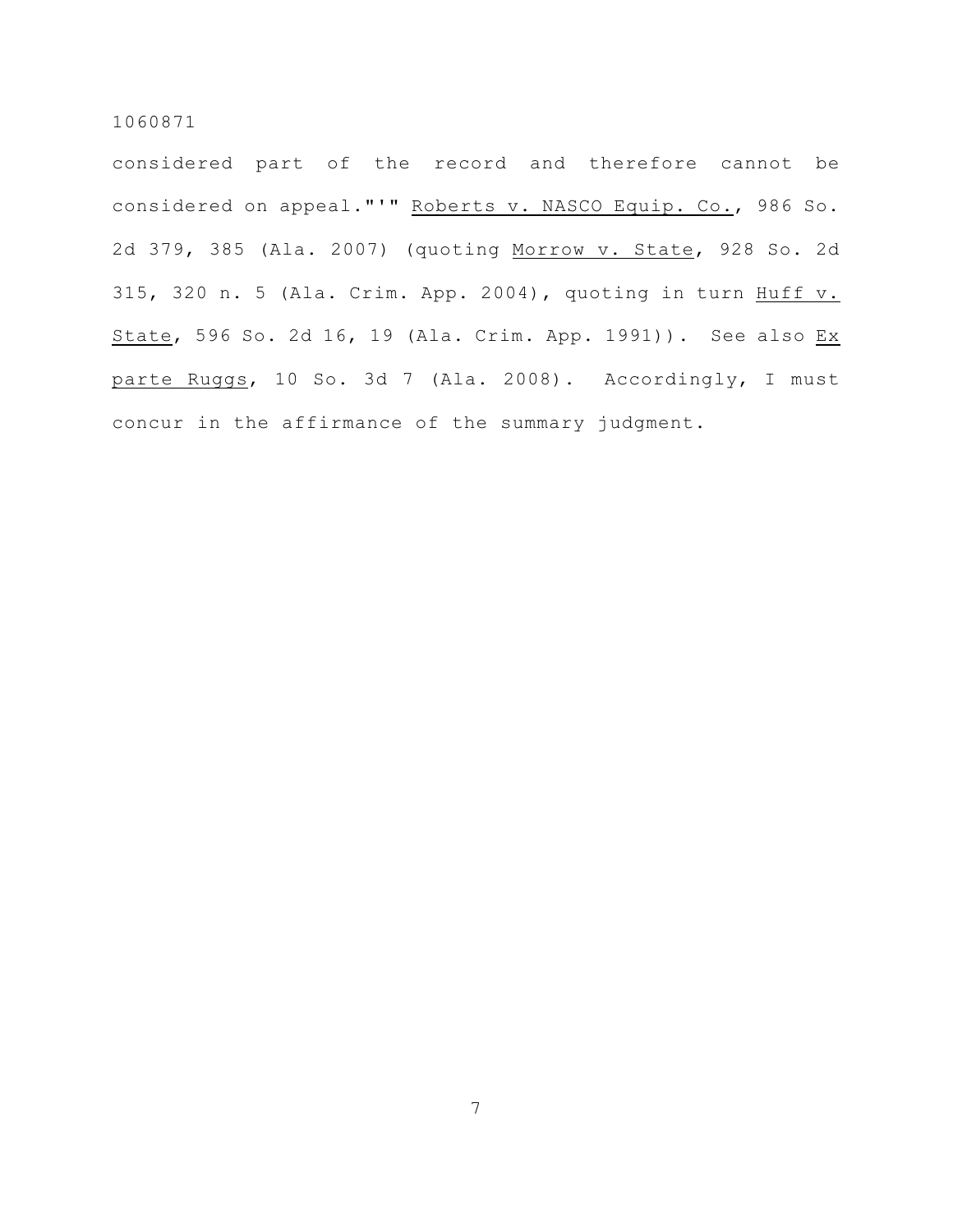considered part of the record and therefore cannot be considered on appeal."'" Roberts v. NASCO Equip. Co., 986 So. 2d 379, 385 (Ala. 2007) (quoting Morrow v. State, 928 So. 2d 315, 320 n. 5 (Ala. Crim. App. 2004), quoting in turn Huff v. State, 596 So. 2d 16, 19 (Ala. Crim. App. 1991)). See also Ex parte Ruggs, 10 So. 3d 7 (Ala. 2008). Accordingly, I must concur in the affirmance of the summary judgment.